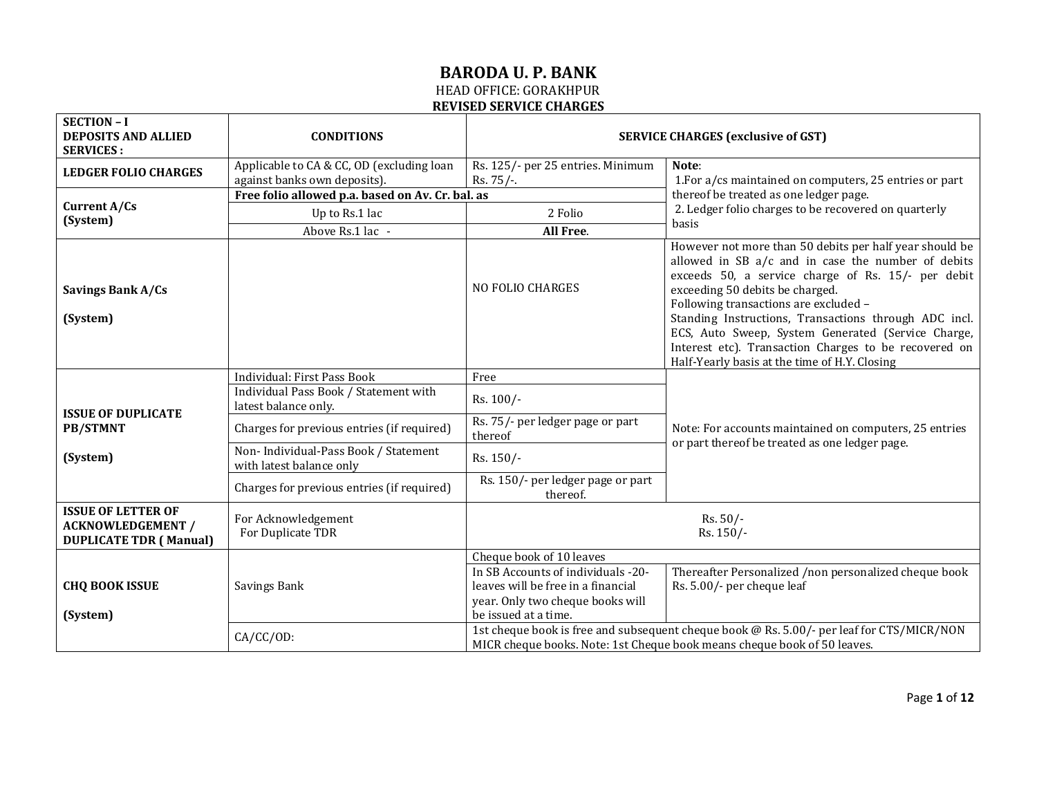# BARODA U. P. BANK

HEAD OFFICE: GORAKHPUR

**REVISED SERVICE CHARGES**

| **SECTION – I DEPOSITS AND ALLIED SERVICES :** | **CONDITIONS** | **SERVICE CHARGES (exclusive of GST)** | |
|---|---|---|---|
| **LEDGER FOLIO CHARGES** | Applicable to CA & CC, OD (excluding loan against banks own deposits). | Rs. 125/- per 25 entries. Minimum Rs. 75/-. | **Note**: 1.For a/cs maintained on computers, 25 entries or part thereof be treated as one ledger page. 2. Ledger folio charges to be recovered on quarterly basis |
| **Current A/Cs (System)** | **Free folio allowed p.a. based on Av. Cr. bal. as** | | |
| | Up to Rs.1 lac | 2 Folio | |
| | Above Rs.1 lac - | **All Free**. | |
| **Savings Bank A/Cs (System)** | | NO FOLIO CHARGES | However not more than 50 debits per half year should be allowed in SB a/c and in case the number of debits exceeds 50, a service charge of Rs. 15/- per debit exceeding 50 debits be charged. Following transactions are excluded – Standing Instructions, Transactions through ADC incl. ECS, Auto Sweep, System Generated (Service Charge, Interest etc). Transaction Charges to be recovered on Half-Yearly basis at the time of H.Y. Closing |
| **ISSUE OF DUPLICATE PB/STMNT (System)** | Individual: First Pass Book | Free | Note: For accounts maintained on computers, 25 entries or part thereof be treated as one ledger page. |
| | Individual Pass Book / Statement with latest balance only. | Rs. 100/- | |
| | Charges for previous entries (if required) | Rs. 75/- per ledger page or part thereof | |
| | Non- Individual-Pass Book / Statement with latest balance only | Rs. 150/- | |
| | Charges for previous entries (if required) | Rs. 150/- per ledger page or part thereof. | |
| **ISSUE OF LETTER OF ACKNOWLEDGEMENT / DUPLICATE TDR ( Manual)** | For Acknowledgement<br>For Duplicate TDR | Rs. 50/-<br>Rs. 150/- | |
| **CHQ BOOK ISSUE (System)** | Savings Bank | Cheque book of 10 leaves | |
| | | In SB Accounts of individuals -20-leaves will be free in a financial year. Only two cheque books will be issued at a time. | Thereafter Personalized /non personalized cheque book Rs. 5.00/- per cheque leaf |
| | CA/CC/OD: | 1st cheque book is free and subsequent cheque book @ Rs. 5.00/- per leaf for CTS/MICR/NON MICR cheque books. Note: 1st Cheque book means cheque book of 50 leaves. | |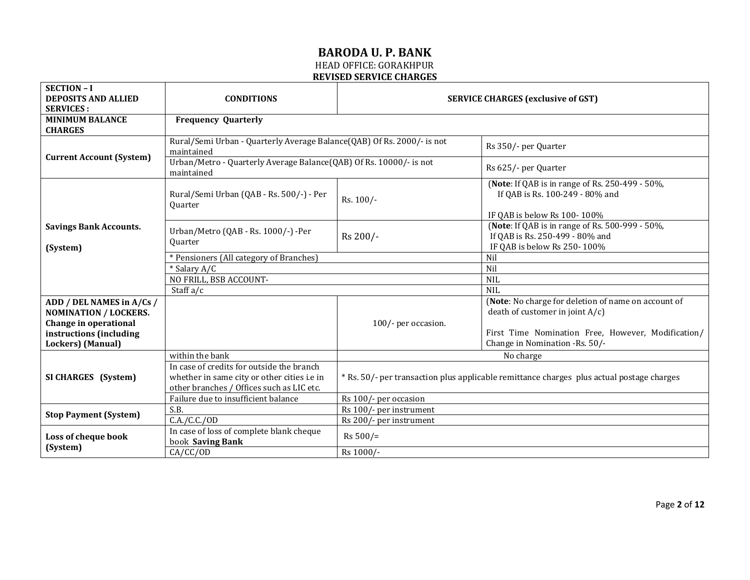# BARODA U. P. BANK

HEAD OFFICE: GORAKHPUR

**REVISED SERVICE CHARGES**

| **SECTION – I DEPOSITS AND ALLIED SERVICES :** | **CONDITIONS** | **SERVICE CHARGES (exclusive of GST)** | |
|---|---|---|---|
| **MINIMUM BALANCE CHARGES** | **Frequency Quarterly** | | |
| **Current Account (System)** | Rural/Semi Urban - Quarterly Average Balance(QAB) Of Rs. 2000/- is not maintained | | Rs 350/- per Quarter |
| | Urban/Metro - Quarterly Average Balance(QAB) Of Rs. 10000/- is not maintained | | Rs 625/- per Quarter |
| **Savings Bank Accounts. (System)** | Rural/Semi Urban (QAB - Rs. 500/-) - Per Quarter | Rs. 100/- | (**Note**: If QAB is in range of Rs. 250-499 - 50%, If QAB is Rs. 100-249 - 80% and IF QAB is below Rs 100- 100% |
| | Urban/Metro (QAB - Rs. 1000/-) -Per Quarter | Rs 200/- | (**Note**: If QAB is in range of Rs. 500-999 - 50%, If QAB is Rs. 250-499 - 80% and IF QAB is below Rs 250- 100% |
| | * Pensioners (All category of Branches) | | Nil |
| | * Salary A/C | | Nil |
| | NO FRILL, BSB ACCOUNT- | | NIL |
| | Staff a/c | | NIL |
| **ADD / DEL NAMES in A/Cs / NOMINATION / LOCKERS. Change in operational instructions (including Lockers) (Manual)** | | 100/- per occasion. | (**Note**: No charge for deletion of name on account of death of customer in joint A/c) First Time Nomination Free, However, Modification/ Change in Nomination -Rs. 50/- |
| **SI CHARGES (System)** | within the bank | No charge | |
| | In case of credits for outside the branch whether in same city or other cities i.e in other branches / Offices such as LIC etc. | * Rs. 50/- per transaction plus applicable remittance charges plus actual postage charges | |
| | Failure due to insufficient balance | Rs 100/- per occasion | |
| **Stop Payment (System)** | S.B. | Rs 100/- per instrument | |
| | C.A./C.C./OD | Rs 200/- per instrument | |
| **Loss of cheque book (System)** | In case of loss of complete blank cheque book **Saving Bank** | Rs 500/= | |
| | CA/CC/OD | Rs 1000/- | |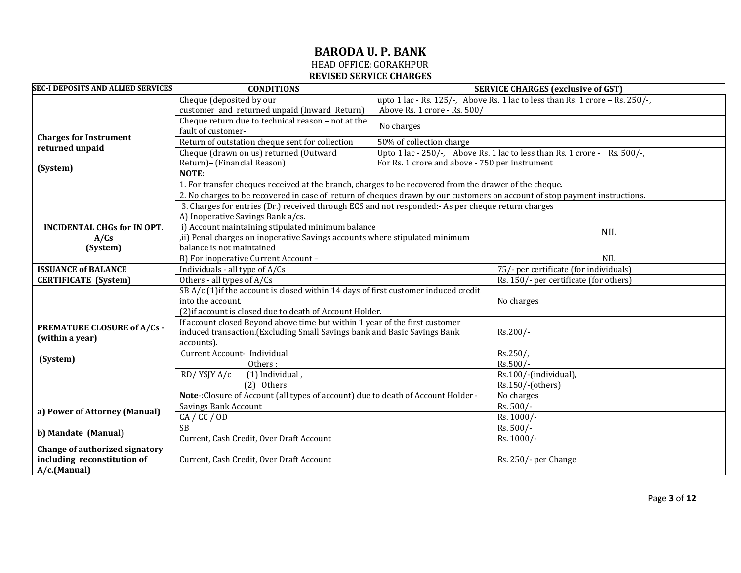# BARODA U. P. BANK

HEAD OFFICE: GORAKHPUR

**REVISED SERVICE CHARGES**

| SEC-I DEPOSITS AND ALLIED SERVICES | CONDITIONS | SERVICE CHARGES (exclusive of GST) |
|---|---|---|
| **Charges for Instrument returned unpaid (System)** | Cheque (deposited by our customer and returned unpaid (Inward Return) | upto 1 lac - Rs. 125/-, Above Rs. 1 lac to less than Rs. 1 crore – Rs. 250/-, Above Rs. 1 crore - Rs. 500/ |
| | Cheque return due to technical reason – not at the fault of customer- | No charges |
| | Return of outstation cheque sent for collection | 50% of collection charge |
| | Cheque (drawn on us) returned (Outward Return)– (Financial Reason) | Upto 1 lac - 250/-, Above Rs. 1 lac to less than Rs. 1 crore - Rs. 500/-, For Rs. 1 crore and above - 750 per instrument |
| | **NOTE**: | |
| | 1. For transfer cheques received at the branch, charges to be recovered from the drawer of the cheque. | |
| | 2. No charges to be recovered in case of return of cheques drawn by our customers on account of stop payment instructions. | |
| | 3. Charges for entries (Dr.) received through ECS and not responded:- As per cheque return charges | |
| **INCIDENTAL CHGs for IN OPT. A/Cs (System)** | A) Inoperative Savings Bank a/cs. i) Account maintaining stipulated minimum balance ,ii) Penal charges on inoperative Savings accounts where stipulated minimum balance is not maintained | NIL |
| | B) For inoperative Current Account – | NIL |
| **ISSUANCE of BALANCE CERTIFICATE (System)** | Individuals - all type of A/Cs | 75/- per certificate (for individuals) |
| | Others - all types of A/Cs | Rs. 150/- per certificate (for others) |
| **PREMATURE CLOSURE of A/Cs - (within a year) (System)** | SB A/c (1)if the account is closed within 14 days of first customer induced credit into the account. (2)if account is closed due to death of Account Holder. | No charges |
| | If account closed Beyond above time but within 1 year of the first customer induced transaction.(Excluding Small Savings bank and Basic Savings Bank accounts). | Rs.200/- |
| | Current Account- Individual<br>Others : | Rs.250/,<br>Rs.500/- |
| | RD/ YSJY A/c (1) Individual ,<br>(2) Others | Rs.100/-(individual),<br>Rs.150/-(others) |
| | **Note**-:Closure of Account (all types of account) due to death of Account Holder - | No charges |
| **a) Power of Attorney (Manual)** | Savings Bank Account | Rs. 500/- |
| | CA / CC / OD | Rs. 1000/- |
| **b) Mandate (Manual)** | SB | Rs. 500/- |
| | Current, Cash Credit, Over Draft Account | Rs. 1000/- |
| **Change of authorized signatory including reconstitution of A/c.(Manual)** | Current, Cash Credit, Over Draft Account | Rs. 250/- per Change |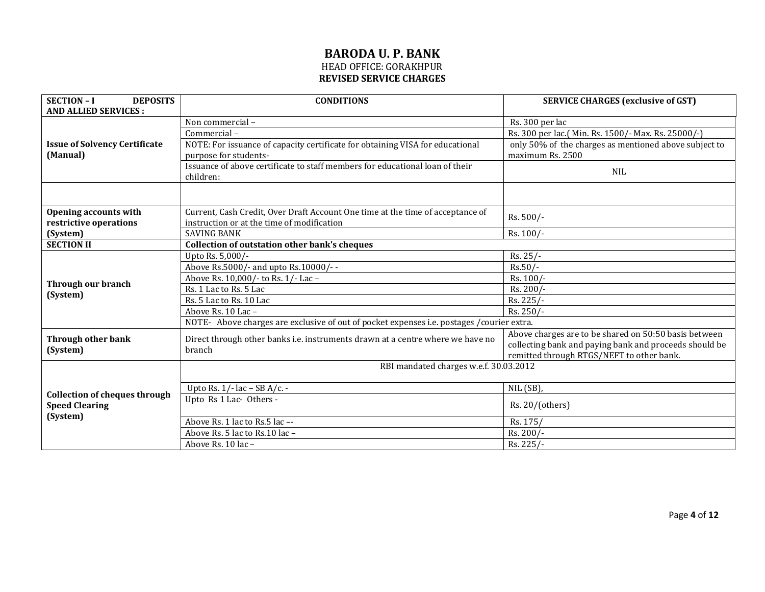# BARODA U. P. BANK

HEAD OFFICE: GORAKHPUR

**REVISED SERVICE CHARGES**

| **SECTION – I DEPOSITS AND ALLIED SERVICES :** | **CONDITIONS** | **SERVICE CHARGES (exclusive of GST)** |
|---|---|---|
| **Issue of Solvency Certificate (Manual)** | Non commercial – | Rs. 300 per lac |
| | Commercial – | Rs. 300 per lac.( Min. Rs. 1500/- Max. Rs. 25000/-) |
| | NOTE: For issuance of capacity certificate for obtaining VISA for educational purpose for students- | only 50% of the charges as mentioned above subject to maximum Rs. 2500 |
| | Issuance of above certificate to staff members for educational loan of their children: | NIL |
| | | |
| **Opening accounts with restrictive operations (System)** | Current, Cash Credit, Over Draft Account One time at the time of acceptance of instruction or at the time of modification | Rs. 500/- |
| | SAVING BANK | Rs. 100/- |
| **SECTION II** | **Collection of outstation other bank's cheques** | |
| **Through our branch (System)** | Upto Rs. 5,000/- | Rs. 25/- |
| | Above Rs.5000/- and upto Rs.10000/- - | Rs.50/- |
| | Above Rs. 10,000/- to Rs. 1/- Lac – | Rs. 100/- |
| | Rs. 1 Lac to Rs. 5 Lac | Rs. 200/- |
| | Rs. 5 Lac to Rs. 10 Lac | Rs. 225/- |
| | Above Rs. 10 Lac – | Rs. 250/- |
| | NOTE- Above charges are exclusive of out of pocket expenses i.e. postages /courier extra. | |
| **Through other bank (System)** | Direct through other banks i.e. instruments drawn at a centre where we have no branch | Above charges are to be shared on 50:50 basis between collecting bank and paying bank and proceeds should be remitted through RTGS/NEFT to other bank. |
| **Collection of cheques through Speed Clearing (System)** | RBI mandated charges w.e.f. 30.03.2012 | |
| | Upto Rs. 1/- lac – SB A/c. - | NIL (SB), |
| | Upto Rs 1 Lac- Others - | Rs. 20/(others) |
| | Above Rs. 1 lac to Rs.5 lac –- | Rs. 175/ |
| | Above Rs. 5 lac to Rs.10 lac – | Rs. 200/- |
| | Above Rs. 10 lac – | Rs. 225/- |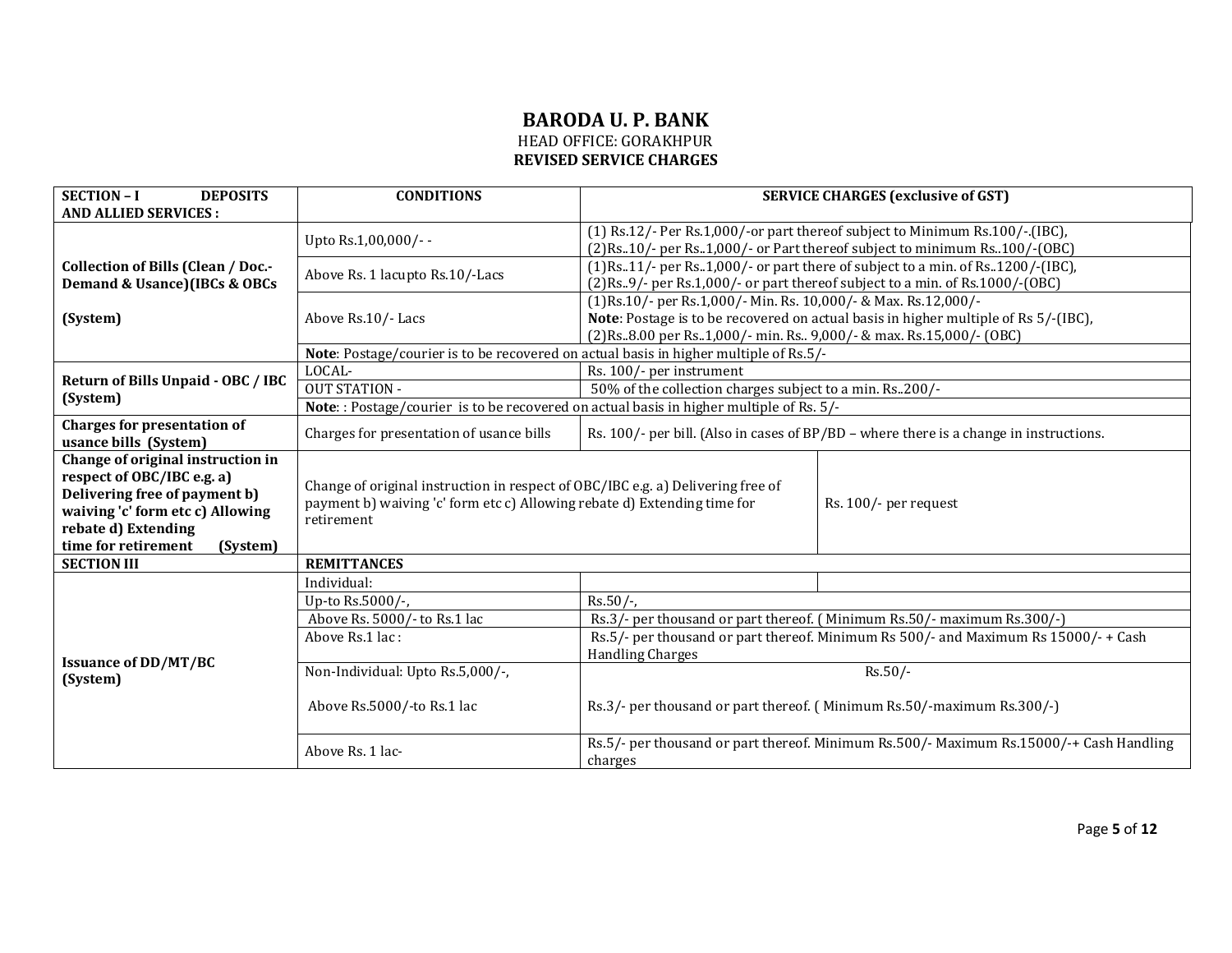# BARODA U. P. BANK

HEAD OFFICE: GORAKHPUR

**REVISED SERVICE CHARGES**

| **SECTION – I DEPOSITS AND ALLIED SERVICES :** | **CONDITIONS** | **SERVICE CHARGES (exclusive of GST)** |
|---|---|---|
| **Collection of Bills (Clean / Doc.- Demand & Usance)(IBCs & OBCs (System)** | Upto Rs.1,00,000/- - | (1) Rs.12/- Per Rs.1,000/-or part thereof subject to Minimum Rs.100/-.(IBC), (2)Rs..10/- per Rs..1,000/- or Part thereof subject to minimum Rs..100/-(OBC) |
| | Above Rs. 1 lacupto Rs.10/-Lacs | (1)Rs..11/- per Rs..1,000/- or part there of subject to a min. of Rs..1200/-(IBC), (2)Rs..9/- per Rs.1,000/- or part thereof subject to a min. of Rs.1000/-(OBC) |
| | Above Rs.10/- Lacs | (1)Rs.10/- per Rs.1,000/- Min. Rs. 10,000/- & Max. Rs.12,000/- **Note**: Postage is to be recovered on actual basis in higher multiple of Rs 5/-(IBC), (2)Rs..8.00 per Rs..1,000/- min. Rs.. 9,000/- & max. Rs.15,000/- (OBC) |
| | **Note**: Postage/courier is to be recovered on actual basis in higher multiple of Rs.5/- | |
| **Return of Bills Unpaid - OBC / IBC (System)** | LOCAL- | Rs. 100/- per instrument |
| | OUT STATION - | 50% of the collection charges subject to a min. Rs..200/- |
| | **Note**: : Postage/courier is to be recovered on actual basis in higher multiple of Rs. 5/- | |
| **Charges for presentation of usance bills (System)** | Charges for presentation of usance bills | Rs. 100/- per bill. (Also in cases of BP/BD – where there is a change in instructions. |
| **Change of original instruction in respect of OBC/IBC e.g. a) Delivering free of payment b) waiving 'c' form etc c) Allowing rebate d) Extending time for retirement (System)** | Change of original instruction in respect of OBC/IBC e.g. a) Delivering free of payment b) waiving 'c' form etc c) Allowing rebate d) Extending time for retirement | Rs. 100/- per request |
| **SECTION III** | **REMITTANCES** | |
| **Issuance of DD/MT/BC (System)** | Individual: | |
| | Up-to Rs.5000/-, | Rs.50/-, |
| | Above Rs. 5000/- to Rs.1 lac | Rs.3/- per thousand or part thereof. ( Minimum Rs.50/- maximum Rs.300/-) |
| | Above Rs.1 lac : | Rs.5/- per thousand or part thereof. Minimum Rs 500/- and Maximum Rs 15000/- + Cash Handling Charges |
| | Non-Individual: Upto Rs.5,000/-, | Rs.50/- |
| | Above Rs.5000/-to Rs.1 lac | Rs.3/- per thousand or part thereof. ( Minimum Rs.50/-maximum Rs.300/-) |
| | Above Rs. 1 lac- | Rs.5/- per thousand or part thereof. Minimum Rs.500/- Maximum Rs.15000/-+ Cash Handling charges |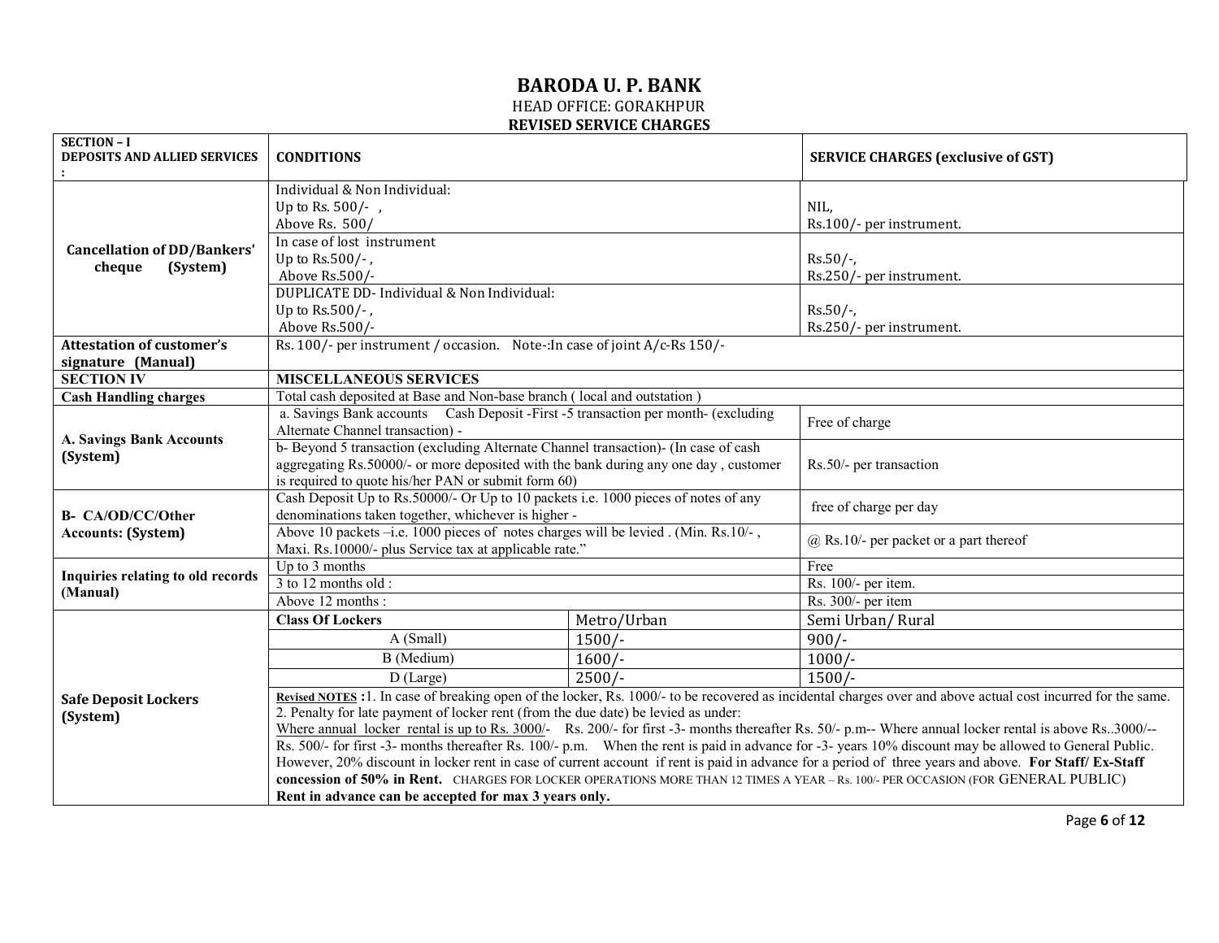# BARODA U. P. BANK

HEAD OFFICE: GORAKHPUR

**REVISED SERVICE CHARGES**

| SECTION – I<br>DEPOSITS AND ALLIED SERVICES : | CONDITIONS | | SERVICE CHARGES (exclusive of GST) |
|---|---|---|---|
| **Cancellation of DD/Bankers' cheque (System)** | Individual & Non Individual:<br>Up to Rs. 500/- ,<br>Above Rs. 500/ | | NIL,<br>Rs.100/- per instrument. |
| | In case of lost instrument<br>Up to Rs.500/- ,<br>Above Rs.500/- | | Rs.50/-,<br>Rs.250/- per instrument. |
| | DUPLICATE DD- Individual & Non Individual:<br>Up to Rs.500/- ,<br>Above Rs.500/- | | Rs.50/-,<br>Rs.250/- per instrument. |
| **Attestation of customer's signature (Manual)** | Rs. 100/- per instrument / occasion. Note-:In case of joint A/c-Rs 150/- | | |
| **SECTION IV** | **MISCELLANEOUS SERVICES** | | |
| **Cash Handling charges** | Total cash deposited at Base and Non-base branch ( local and outstation ) | | |
| **A. Savings Bank Accounts (System)** | a. Savings Bank accounts Cash Deposit -First -5 transaction per month- (excluding Alternate Channel transaction) - | | Free of charge |
| | b- Beyond 5 transaction (excluding Alternate Channel transaction)- (In case of cash aggregating Rs.50000/- or more deposited with the bank during any one day , customer is required to quote his/her PAN or submit form 60) | | Rs.50/- per transaction |
| **B- CA/OD/CC/Other Accounts: (System)** | Cash Deposit Up to Rs.50000/- Or Up to 10 packets i.e. 1000 pieces of notes of any denominations taken together, whichever is higher - | | free of charge per day |
| | Above 10 packets –i.e. 1000 pieces of notes charges will be levied . (Min. Rs.10/- , Maxi. Rs.10000/- plus Service tax at applicable rate." | | @ Rs.10/- per packet or a part thereof |
| **Inquiries relating to old records (Manual)** | Up to 3 months | | Free |
| | 3 to 12 months old : | | Rs. 100/- per item. |
| | Above 12 months : | | Rs. 300/- per item |
| **Safe Deposit Lockers (System)** | **Class Of Lockers** | Metro/Urban | Semi Urban/ Rural |
| | A (Small) | 1500/- | 900/- |
| | B (Medium) | 1600/- | 1000/- |
| | D (Large) | 2500/- | 1500/- |
| | Revised NOTES :1. In case of breaking open of the locker, Rs. 1000/- to be recovered as incidental charges over and above actual cost incurred for the same.<br>2. Penalty for late payment of locker rent (from the due date) be levied as under:<br>Where annual locker rental is up to Rs. 3000/- Rs. 200/- for first -3- months thereafter Rs. 50/- p.m-- Where annual locker rental is above Rs..3000/-- Rs. 500/- for first -3- months thereafter Rs. 100/- p.m. When the rent is paid in advance for -3- years 10% discount may be allowed to General Public. However, 20% discount in locker rent in case of current account if rent is paid in advance for a period of three years and above. **For Staff/ Ex-Staff concession of 50% in Rent.** CHARGES FOR LOCKER OPERATIONS MORE THAN 12 TIMES A YEAR – Rs. 100/- PER OCCASION (FOR GENERAL PUBLIC)<br>**Rent in advance can be accepted for max 3 years only.** | | |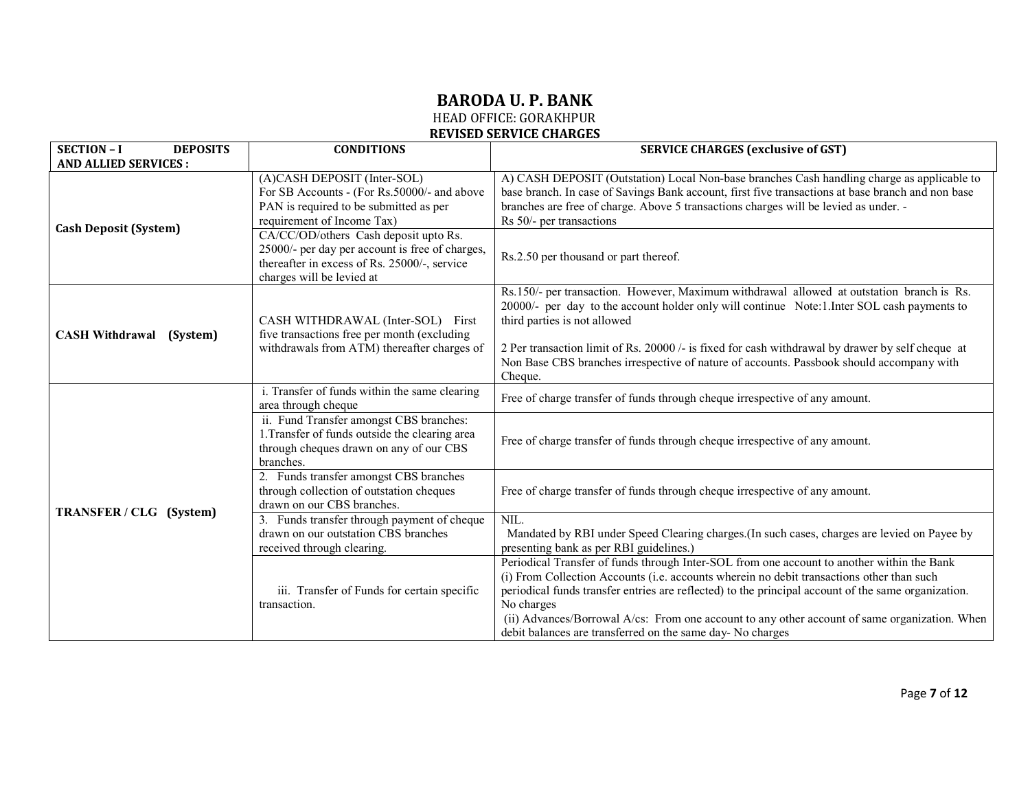# BARODA U. P. BANK

HEAD OFFICE: GORAKHPUR

**REVISED SERVICE CHARGES**

| SECTION – I DEPOSITS AND ALLIED SERVICES : | CONDITIONS | SERVICE CHARGES (exclusive of GST) |
|---|---|---|
| **Cash Deposit (System)** | (A)CASH DEPOSIT (Inter-SOL) For SB Accounts - (For Rs.50000/- and above PAN is required to be submitted as per requirement of Income Tax) | A) CASH DEPOSIT (Outstation) Local Non-base branches Cash handling charge as applicable to base branch. In case of Savings Bank account, first five transactions at base branch and non base branches are free of charge. Above 5 transactions charges will be levied as under. - Rs 50/- per transactions |
| | CA/CC/OD/others Cash deposit upto Rs. 25000/- per day per account is free of charges, thereafter in excess of Rs. 25000/-, service charges will be levied at | Rs.2.50 per thousand or part thereof. |
| **CASH Withdrawal (System)** | CASH WITHDRAWAL (Inter-SOL) First five transactions free per month (excluding withdrawals from ATM) thereafter charges of | Rs.150/- per transaction. However, Maximum withdrawal allowed at outstation branch is Rs. 20000/- per day to the account holder only will continue Note:1.Inter SOL cash payments to third parties is not allowed<br><br>2 Per transaction limit of Rs. 20000 /- is fixed for cash withdrawal by drawer by self cheque at Non Base CBS branches irrespective of nature of accounts. Passbook should accompany with Cheque. |
| **TRANSFER / CLG (System)** | i. Transfer of funds within the same clearing area through cheque | Free of charge transfer of funds through cheque irrespective of any amount. |
| | ii. Fund Transfer amongst CBS branches: 1.Transfer of funds outside the clearing area through cheques drawn on any of our CBS branches. | Free of charge transfer of funds through cheque irrespective of any amount. |
| | 2. Funds transfer amongst CBS branches through collection of outstation cheques drawn on our CBS branches. | Free of charge transfer of funds through cheque irrespective of any amount. |
| | 3. Funds transfer through payment of cheque drawn on our outstation CBS branches received through clearing. | NIL.<br>Mandated by RBI under Speed Clearing charges.(In such cases, charges are levied on Payee by presenting bank as per RBI guidelines.) |
| | iii. Transfer of Funds for certain specific transaction. | Periodical Transfer of funds through Inter-SOL from one account to another within the Bank<br>(i) From Collection Accounts (i.e. accounts wherein no debit transactions other than such periodical funds transfer entries are reflected) to the principal account of the same organization. No charges<br>(ii) Advances/Borrowal A/cs: From one account to any other account of same organization. When debit balances are transferred on the same day- No charges |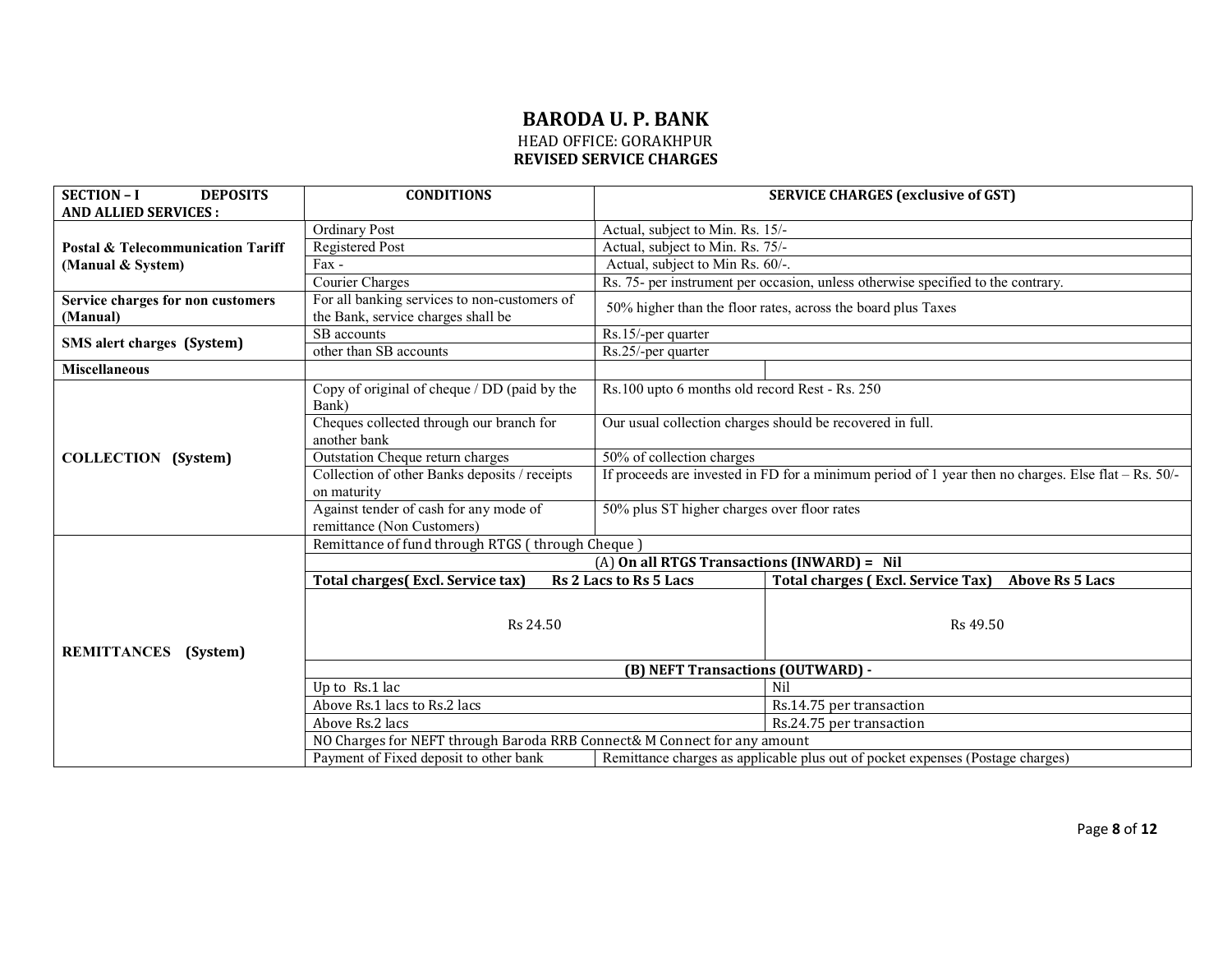# BARODA U. P. BANK

HEAD OFFICE: GORAKHPUR

**REVISED SERVICE CHARGES**

| SECTION – I DEPOSITS AND ALLIED SERVICES : | CONDITIONS | SERVICE CHARGES (exclusive of GST) | |
|---|---|---|---|
| **Postal & Telecommunication Tariff (Manual & System)** | Ordinary Post | Actual, subject to Min. Rs. 15/- | |
| | Registered Post | Actual, subject to Min. Rs. 75/- | |
| | Fax - | Actual, subject to Min Rs. 60/-. | |
| | Courier Charges | Rs. 75- per instrument per occasion, unless otherwise specified to the contrary. | |
| **Service charges for non customers (Manual)** | For all banking services to non-customers of the Bank, service charges shall be | 50% higher than the floor rates, across the board plus Taxes | |
| **SMS alert charges (System)** | SB accounts | Rs.15/-per quarter | |
| | other than SB accounts | Rs.25/-per quarter | |
| **Miscellaneous** | | | |
| **COLLECTION (System)** | Copy of original of cheque / DD (paid by the Bank) | Rs.100 upto 6 months old record Rest - Rs. 250 | |
| | Cheques collected through our branch for another bank | Our usual collection charges should be recovered in full. | |
| | Outstation Cheque return charges | 50% of collection charges | |
| | Collection of other Banks deposits / receipts on maturity | If proceeds are invested in FD for a minimum period of 1 year then no charges. Else flat – Rs. 50/- | |
| | Against tender of cash for any mode of remittance (Non Customers) | 50% plus ST higher charges over floor rates | |
| **REMITTANCES (System)** | Remittance of fund through RTGS ( through Cheque ) | | |
| | (A) **On all RTGS Transactions (INWARD) = Nil** | | |
| | **Total charges( Excl. Service tax) Rs 2 Lacs to Rs 5 Lacs** | | **Total charges ( Excl. Service Tax) Above Rs 5 Lacs** |
| | Rs 24.50 | | Rs 49.50 |
| | **(B) NEFT Transactions (OUTWARD) -** | | |
| | Up to Rs.1 lac | | Nil |
| | Above Rs.1 lacs to Rs.2 lacs | | Rs.14.75 per transaction |
| | Above Rs.2 lacs | | Rs.24.75 per transaction |
| | NO Charges for NEFT through Baroda RRB Connect& M Connect for any amount | | |
| | Payment of Fixed deposit to other bank | Remittance charges as applicable plus out of pocket expenses (Postage charges) | |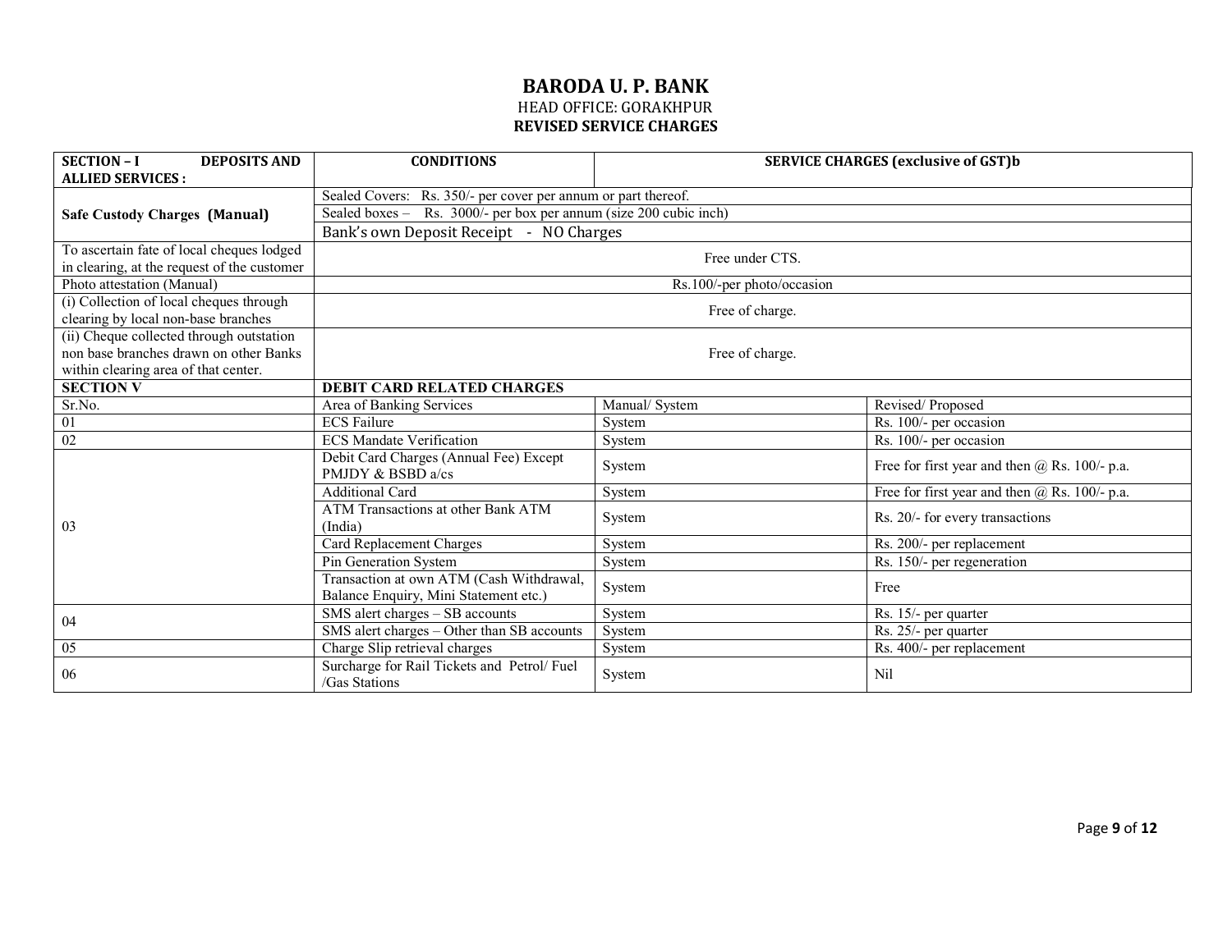# BARODA U. P. BANK

HEAD OFFICE: GORAKHPUR

**REVISED SERVICE CHARGES**

| SECTION – I DEPOSITS AND ALLIED SERVICES : | CONDITIONS | SERVICE CHARGES (exclusive of GST)b | |
|---|---|---|---|
| Safe Custody Charges (Manual) | Sealed Covers: Rs. 350/- per cover per annum or part thereof. | | |
| | Sealed boxes – Rs. 3000/- per box per annum (size 200 cubic inch) | | |
| | Bank's own Deposit Receipt - NO Charges | | |
| To ascertain fate of local cheques lodged in clearing, at the request of the customer | Free under CTS. | | |
| Photo attestation (Manual) | Rs.100/-per photo/occasion | | |
| (i) Collection of local cheques through clearing by local non-base branches | Free of charge. | | |
| (ii) Cheque collected through outstation non base branches drawn on other Banks within clearing area of that center. | Free of charge. | | |
| **SECTION V** | **DEBIT CARD RELATED CHARGES** | | |
| Sr.No. | Area of Banking Services | Manual/ System | Revised/ Proposed |
| 01 | ECS Failure | System | Rs. 100/- per occasion |
| 02 | ECS Mandate Verification | System | Rs. 100/- per occasion |
| 03 | Debit Card Charges (Annual Fee) Except PMJDY & BSBD a/cs | System | Free for first year and then @ Rs. 100/- p.a. |
| | Additional Card | System | Free for first year and then @ Rs. 100/- p.a. |
| | ATM Transactions at other Bank ATM (India) | System | Rs. 20/- for every transactions |
| | Card Replacement Charges | System | Rs. 200/- per replacement |
| | Pin Generation System | System | Rs. 150/- per regeneration |
| | Transaction at own ATM (Cash Withdrawal, Balance Enquiry, Mini Statement etc.) | System | Free |
| 04 | SMS alert charges – SB accounts | System | Rs. 15/- per quarter |
| | SMS alert charges – Other than SB accounts | System | Rs. 25/- per quarter |
| 05 | Charge Slip retrieval charges | System | Rs. 400/- per replacement |
| 06 | Surcharge for Rail Tickets and Petrol/ Fuel /Gas Stations | System | Nil |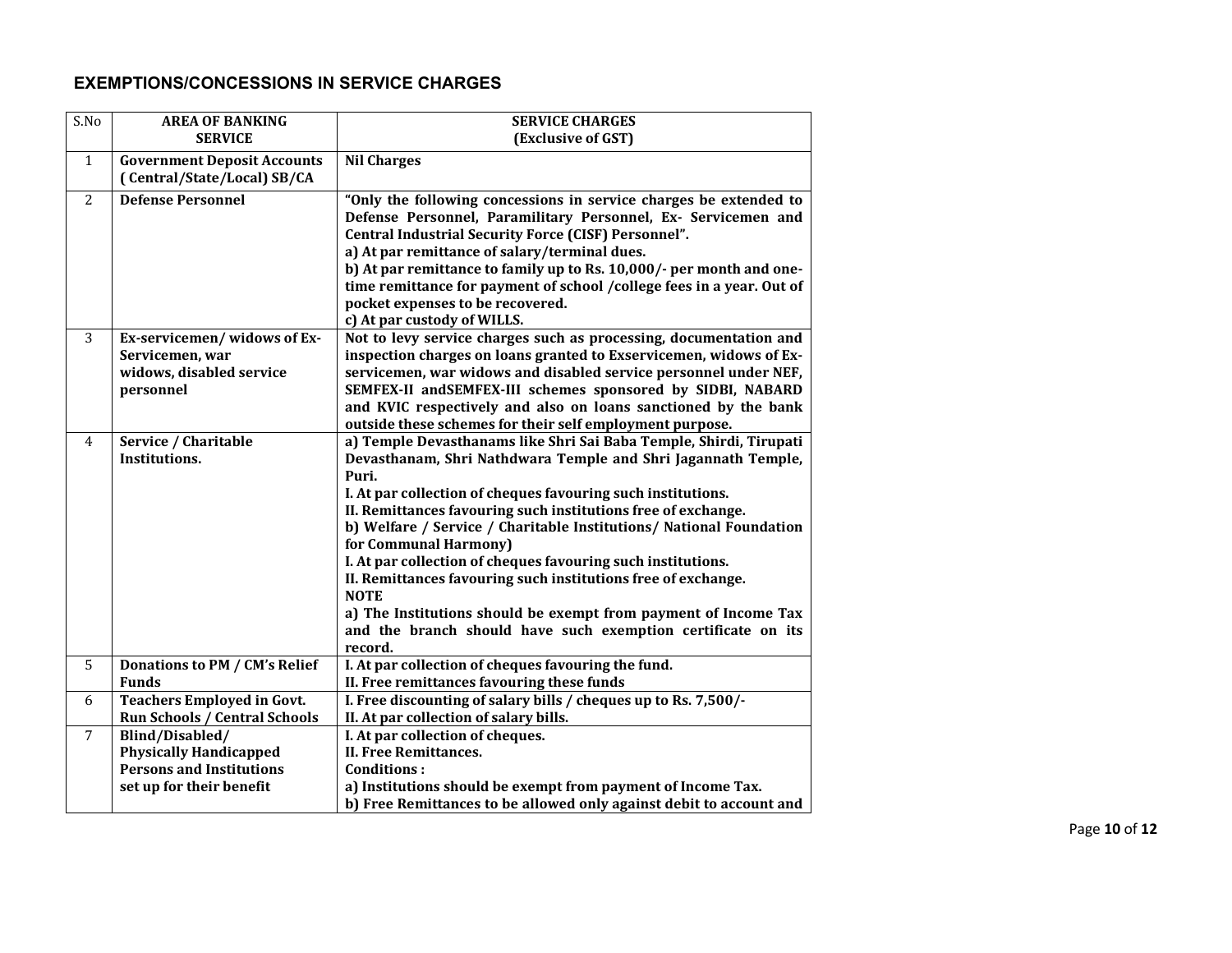## EXEMPTIONS/CONCESSIONS IN SERVICE CHARGES

| S.No | AREA OF BANKING SERVICE | SERVICE CHARGES (Exclusive of GST) |
|---|---|---|
| 1 | **Government Deposit Accounts ( Central/State/Local) SB/CA** | **Nil Charges** |
| 2 | **Defense Personnel** | **"Only the following concessions in service charges be extended to Defense Personnel, Paramilitary Personnel, Ex- Servicemen and Central Industrial Security Force (CISF) Personnel".**<br>**a) At par remittance of salary/terminal dues.**<br>**b) At par remittance to family up to Rs. 10,000/- per month and one-time remittance for payment of school /college fees in a year. Out of pocket expenses to be recovered.**<br>**c) At par custody of WILLS.** |
| 3 | **Ex-servicemen/ widows of Ex-Servicemen, war widows, disabled service personnel** | **Not to levy service charges such as processing, documentation and inspection charges on loans granted to Exservicemen, widows of Ex-servicemen, war widows and disabled service personnel under NEF, SEMFEX-II andSEMFEX-III schemes sponsored by SIDBI, NABARD and KVIC respectively and also on loans sanctioned by the bank outside these schemes for their self employment purpose.** |
| 4 | **Service / Charitable Institutions.** | **a) Temple Devasthanams like Shri Sai Baba Temple, Shirdi, Tirupati Devasthanam, Shri Nathdwara Temple and Shri Jagannath Temple, Puri.**<br>**I. At par collection of cheques favouring such institutions.**<br>**II. Remittances favouring such institutions free of exchange.**<br>**b) Welfare / Service / Charitable Institutions/ National Foundation for Communal Harmony)**<br>**I. At par collection of cheques favouring such institutions.**<br>**II. Remittances favouring such institutions free of exchange.**<br>**NOTE**<br>**a) The Institutions should be exempt from payment of Income Tax and the branch should have such exemption certificate on its record.** |
| 5 | **Donations to PM / CM's Relief Funds** | **I. At par collection of cheques favouring the fund.**<br>**II. Free remittances favouring these funds** |
| 6 | **Teachers Employed in Govt. Run Schools / Central Schools** | **I. Free discounting of salary bills / cheques up to Rs. 7,500/-**<br>**II. At par collection of salary bills.** |
| 7 | **Blind/Disabled/ Physically Handicapped Persons and Institutions set up for their benefit** | **I. At par collection of cheques.**<br>**II. Free Remittances.**<br>**Conditions :**<br>**a) Institutions should be exempt from payment of Income Tax.**<br>**b) Free Remittances to be allowed only against debit to account and** |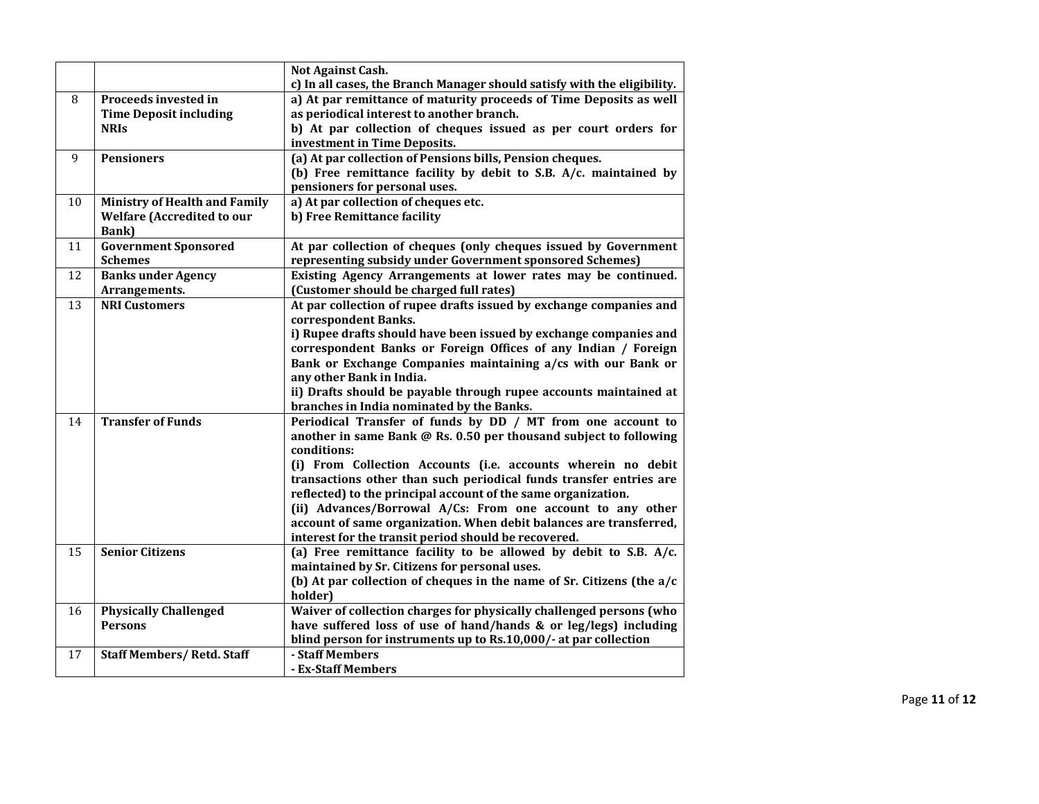|  |  |  |
|---|---|---|
|  |  | **Not Against Cash.**<br>**c) In all cases, the Branch Manager should satisfy with the eligibility.** |
| 8 | **Proceeds invested in Time Deposit including NRIs** | **a) At par remittance of maturity proceeds of Time Deposits as well as periodical interest to another branch.**<br>**b) At par collection of cheques issued as per court orders for investment in Time Deposits.** |
| 9 | **Pensioners** | **(a) At par collection of Pensions bills, Pension cheques.**<br>**(b) Free remittance facility by debit to S.B. A/c. maintained by pensioners for personal uses.** |
| 10 | **Ministry of Health and Family Welfare (Accredited to our Bank)** | **a) At par collection of cheques etc.**<br>**b) Free Remittance facility** |
| 11 | **Government Sponsored Schemes** | **At par collection of cheques (only cheques issued by Government representing subsidy under Government sponsored Schemes)** |
| 12 | **Banks under Agency Arrangements.** | **Existing Agency Arrangements at lower rates may be continued. (Customer should be charged full rates)** |
| 13 | **NRI Customers** | **At par collection of rupee drafts issued by exchange companies and correspondent Banks.**<br>**i) Rupee drafts should have been issued by exchange companies and correspondent Banks or Foreign Offices of any Indian / Foreign Bank or Exchange Companies maintaining a/cs with our Bank or any other Bank in India.**<br>**ii) Drafts should be payable through rupee accounts maintained at branches in India nominated by the Banks.** |
| 14 | **Transfer of Funds** | **Periodical Transfer of funds by DD / MT from one account to another in same Bank @ Rs. 0.50 per thousand subject to following conditions:**<br>**(i) From Collection Accounts (i.e. accounts wherein no debit transactions other than such periodical funds transfer entries are reflected) to the principal account of the same organization.**<br>**(ii) Advances/Borrowal A/Cs: From one account to any other account of same organization. When debit balances are transferred, interest for the transit period should be recovered.** |
| 15 | **Senior Citizens** | **(a) Free remittance facility to be allowed by debit to S.B. A/c. maintained by Sr. Citizens for personal uses.**<br>**(b) At par collection of cheques in the name of Sr. Citizens (the a/c holder)** |
| 16 | **Physically Challenged Persons** | **Waiver of collection charges for physically challenged persons (who have suffered loss of use of hand/hands & or leg/legs) including blind person for instruments up to Rs.10,000/- at par collection** |
| 17 | **Staff Members/ Retd. Staff** | **- Staff Members**<br>**- Ex-Staff Members** |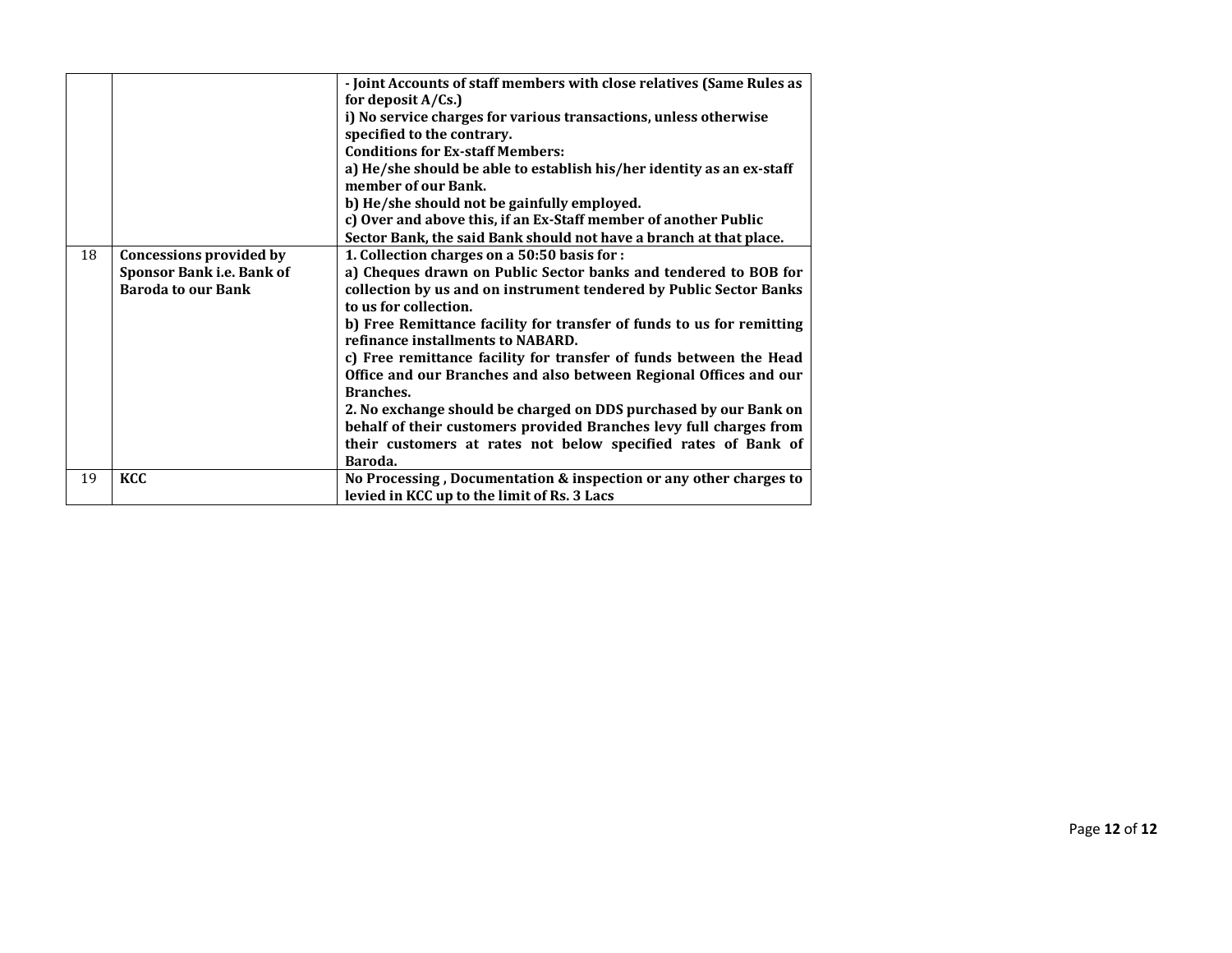| | | |
|---|---|---|
| | | **- Joint Accounts of staff members with close relatives (Same Rules as for deposit A/Cs.)**<br>**i) No service charges for various transactions, unless otherwise specified to the contrary.**<br>**Conditions for Ex-staff Members:**<br>**a) He/she should be able to establish his/her identity as an ex-staff member of our Bank.**<br>**b) He/she should not be gainfully employed.**<br>**c) Over and above this, if an Ex-Staff member of another Public Sector Bank, the said Bank should not have a branch at that place.** |
| 18 | **Concessions provided by Sponsor Bank i.e. Bank of Baroda to our Bank** | **1. Collection charges on a 50:50 basis for :**<br>**a) Cheques drawn on Public Sector banks and tendered to BOB for collection by us and on instrument tendered by Public Sector Banks to us for collection.**<br>**b) Free Remittance facility for transfer of funds to us for remitting refinance installments to NABARD.**<br>**c) Free remittance facility for transfer of funds between the Head Office and our Branches and also between Regional Offices and our Branches.**<br>**2. No exchange should be charged on DDS purchased by our Bank on behalf of their customers provided Branches levy full charges from their customers at rates not below specified rates of Bank of Baroda.** |
| 19 | **KCC** | **No Processing , Documentation & inspection or any other charges to levied in KCC up to the limit of Rs. 3 Lacs** |